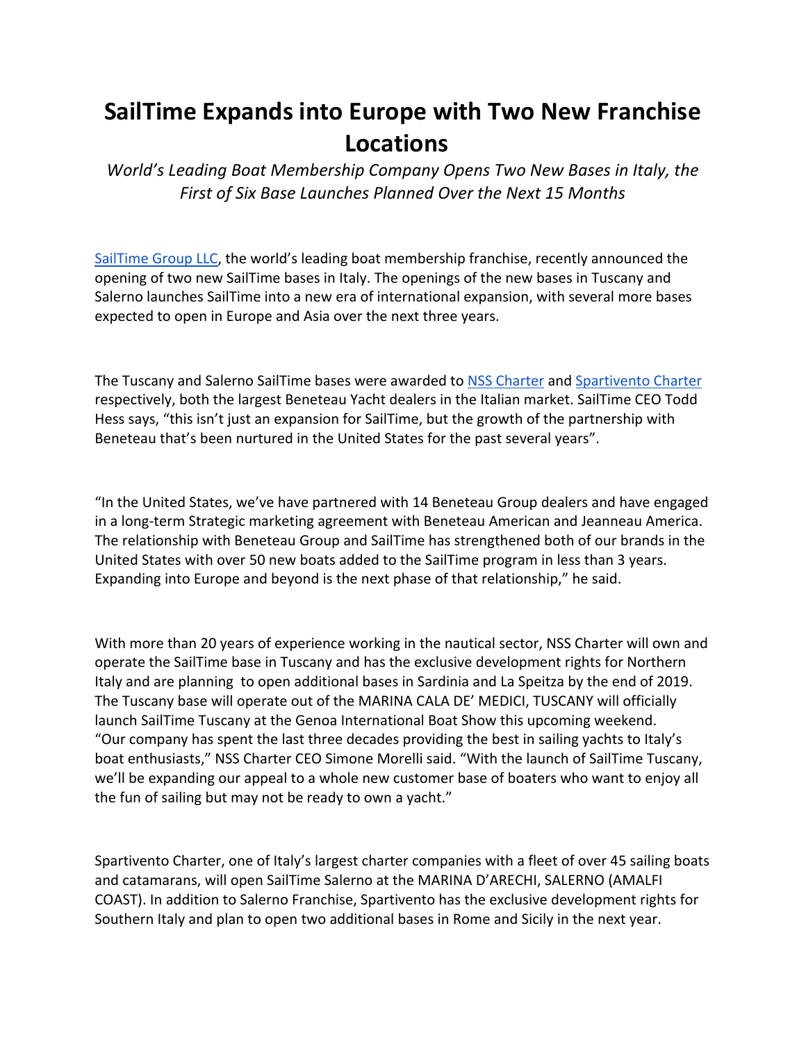# SailTime Expands into Europe with Two New Franchise Locations

*World's Leading Boat Membership Company Opens Two New Bases in Italy, the First of Six Base Launches Planned Over the Next 15 Months*

SailTime Group LLC, the world's leading boat membership franchise, recently announced the opening of two new SailTime bases in Italy. The openings of the new bases in Tuscany and Salerno launches SailTime into a new era of international expansion, with several more bases expected to open in Europe and Asia over the next three years.

The Tuscany and Salerno SailTime bases were awarded to NSS Charter and Spartivento Charter respectively, both the largest Beneteau Yacht dealers in the Italian market. SailTime CEO Todd Hess says, "this isn't just an expansion for SailTime, but the growth of the partnership with Beneteau that's been nurtured in the United States for the past several years".

"In the United States, we've have partnered with 14 Beneteau Group dealers and have engaged in a long-term Strategic marketing agreement with Beneteau American and Jeanneau America. The relationship with Beneteau Group and SailTime has strengthened both of our brands in the United States with over 50 new boats added to the SailTime program in less than 3 years. Expanding into Europe and beyond is the next phase of that relationship," he said.

With more than 20 years of experience working in the nautical sector, NSS Charter will own and operate the SailTime base in Tuscany and has the exclusive development rights for Northern Italy and are planning to open additional bases in Sardinia and La Speitza by the end of 2019. The Tuscany base will operate out of the MARINA CALA DE' MEDICI, TUSCANY will officially launch SailTime Tuscany at the Genoa International Boat Show this upcoming weekend. "Our company has spent the last three decades providing the best in sailing yachts to Italy's boat enthusiasts," NSS Charter CEO Simone Morelli said. "With the launch of SailTime Tuscany, we'll be expanding our appeal to a whole new customer base of boaters who want to enjoy all the fun of sailing but may not be ready to own a yacht."

Spartivento Charter, one of Italy's largest charter companies with a fleet of over 45 sailing boats and catamarans, will open SailTime Salerno at the MARINA D'ARECHI, SALERNO (AMALFI COAST). In addition to Salerno Franchise, Spartivento has the exclusive development rights for Southern Italy and plan to open two additional bases in Rome and Sicily in the next year.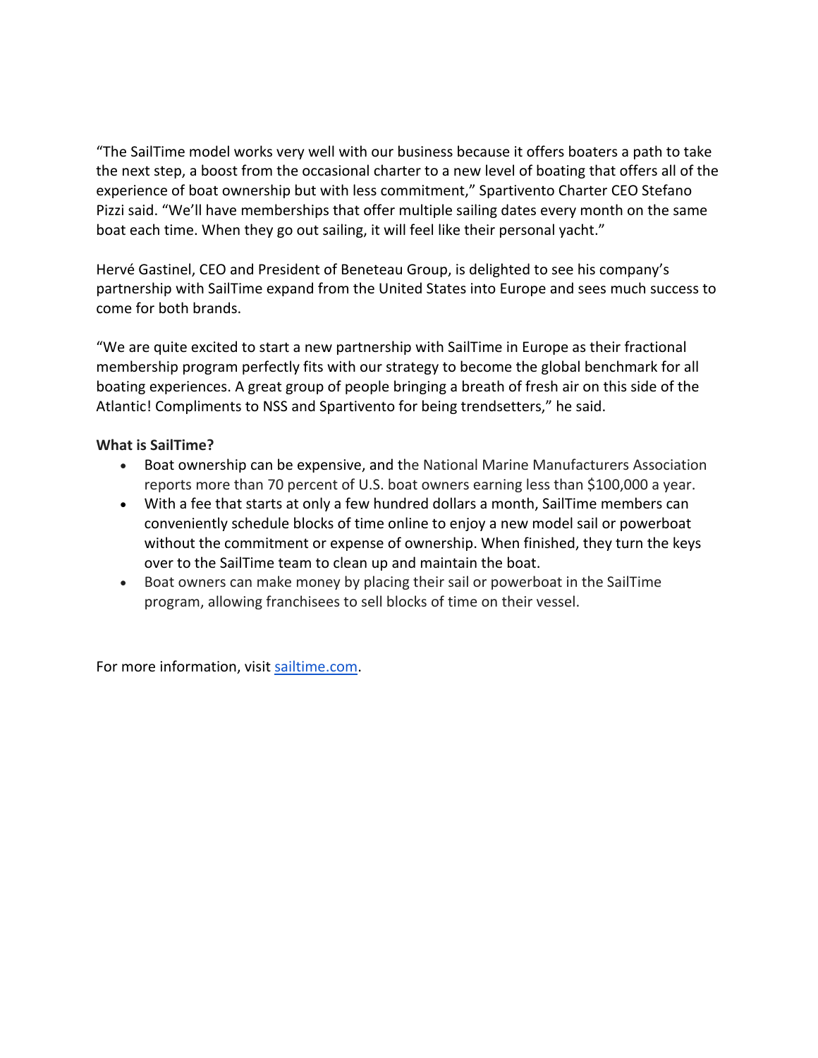"The SailTime model works very well with our business because it offers boaters a path to take the next step, a boost from the occasional charter to a new level of boating that offers all of the experience of boat ownership but with less commitment," Spartivento Charter CEO Stefano Pizzi said. "We'll have memberships that offer multiple sailing dates every month on the same boat each time. When they go out sailing, it will feel like their personal yacht."

Hervé Gastinel, CEO and President of Beneteau Group, is delighted to see his company's partnership with SailTime expand from the United States into Europe and sees much success to come for both brands.

"We are quite excited to start a new partnership with SailTime in Europe as their fractional membership program perfectly fits with our strategy to become the global benchmark for all boating experiences. A great group of people bringing a breath of fresh air on this side of the Atlantic! Compliments to NSS and Spartivento for being trendsetters," he said.

**What is SailTime?**

- Boat ownership can be expensive, and the National Marine Manufacturers Association reports more than 70 percent of U.S. boat owners earning less than $100,000 a year.
- With a fee that starts at only a few hundred dollars a month, SailTime members can conveniently schedule blocks of time online to enjoy a new model sail or powerboat without the commitment or expense of ownership. When finished, they turn the keys over to the SailTime team to clean up and maintain the boat.
- Boat owners can make money by placing their sail or powerboat in the SailTime program, allowing franchisees to sell blocks of time on their vessel.

For more information, visit [sailtime.com](http://sailtime.com).